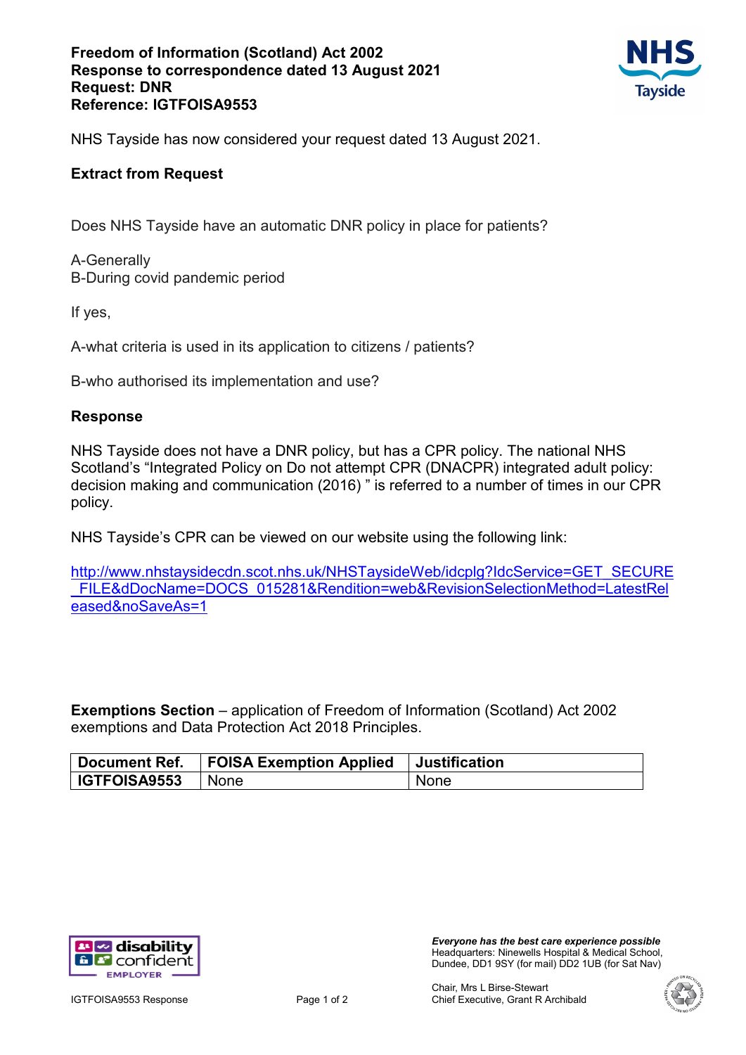**Freedom of Information (Scotland) Act 2002**
**Response to correspondence dated 13 August 2021**
**Request: DNR**
**Reference: IGTFOISA9553**

NHS Tayside has now considered your request dated 13 August 2021.

**Extract from Request**

Does NHS Tayside have an automatic DNR policy in place for patients?

A-Generally
B-During covid pandemic period

If yes,

A-what criteria is used in its application to citizens / patients?

B-who authorised its implementation and use?

**Response**

NHS Tayside does not have a DNR policy, but has a CPR policy. The national NHS Scotland's "Integrated Policy on Do not attempt CPR (DNACPR) integrated adult policy: decision making and communication (2016) " is referred to a number of times in our CPR policy.

NHS Tayside's CPR can be viewed on our website using the following link:

http://www.nhstaysidecdn.scot.nhs.uk/NHSTaysideWeb/idcplg?IdcService=GET_SECURE_FILE&dDocName=DOCS_015281&Rendition=web&RevisionSelectionMethod=LatestReleased&noSaveAs=1

**Exemptions Section** – application of Freedom of Information (Scotland) Act 2002 exemptions and Data Protection Act 2018 Principles.

| Document Ref. | FOISA Exemption Applied | Justification |
|---|---|---|
| IGTFOISA9553 | None | None |

*Everyone has the best care experience possible*
Headquarters: Ninewells Hospital & Medical School, Dundee, DD1 9SY (for mail) DD2 1UB (for Sat Nav)

Chair, Mrs L Birse-Stewart
Chief Executive, Grant R Archibald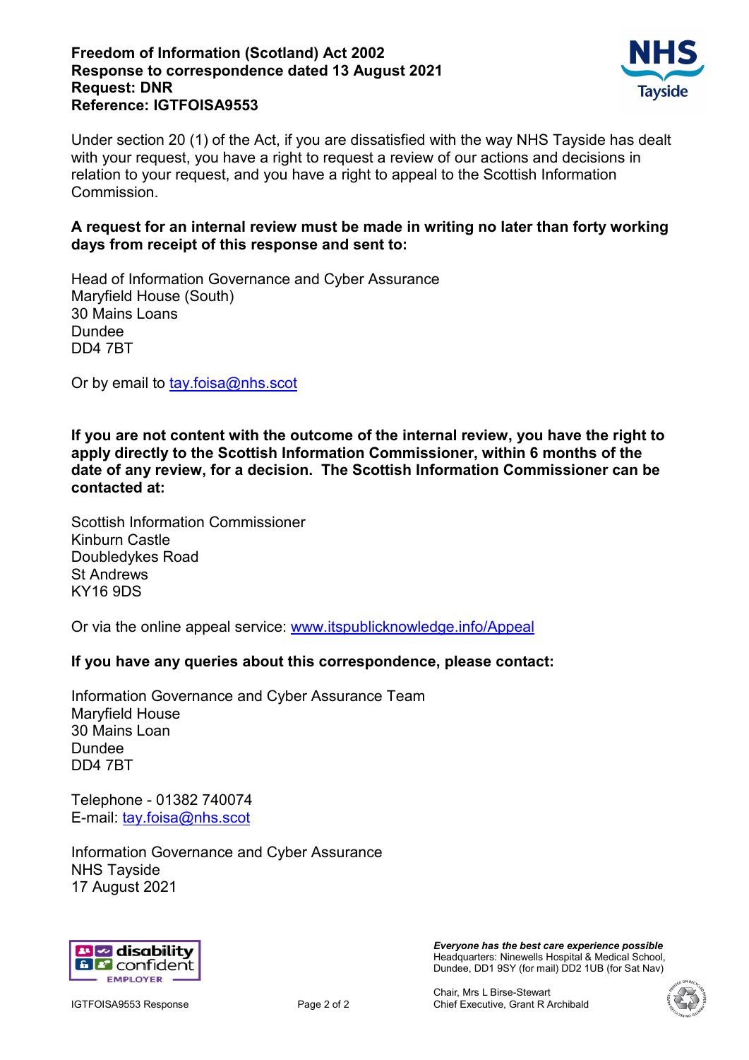**Freedom of Information (Scotland) Act 2002**
**Response to correspondence dated 13 August 2021**
**Request: DNR**
**Reference: IGTFOISA9553**

Under section 20 (1) of the Act, if you are dissatisfied with the way NHS Tayside has dealt with your request, you have a right to request a review of our actions and decisions in relation to your request, and you have a right to appeal to the Scottish Information Commission.

**A request for an internal review must be made in writing no later than forty working days from receipt of this response and sent to:**

Head of Information Governance and Cyber Assurance
Maryfield House (South)
30 Mains Loans
Dundee
DD4 7BT

Or by email to tay.foisa@nhs.scot

**If you are not content with the outcome of the internal review, you have the right to apply directly to the Scottish Information Commissioner, within 6 months of the date of any review, for a decision. The Scottish Information Commissioner can be contacted at:**

Scottish Information Commissioner
Kinburn Castle
Doubledykes Road
St Andrews
KY16 9DS

Or via the online appeal service: www.itspublicknowledge.info/Appeal

**If you have any queries about this correspondence, please contact:**

Information Governance and Cyber Assurance Team
Maryfield House
30 Mains Loan
Dundee
DD4 7BT

Telephone - 01382 740074
E-mail: tay.foisa@nhs.scot

Information Governance and Cyber Assurance
NHS Tayside
17 August 2021

***Everyone has the best care experience possible***
Headquarters: Ninewells Hospital & Medical School, Dundee, DD1 9SY (for mail) DD2 1UB (for Sat Nav)

Chair, Mrs L Birse-Stewart
Chief Executive, Grant R Archibald